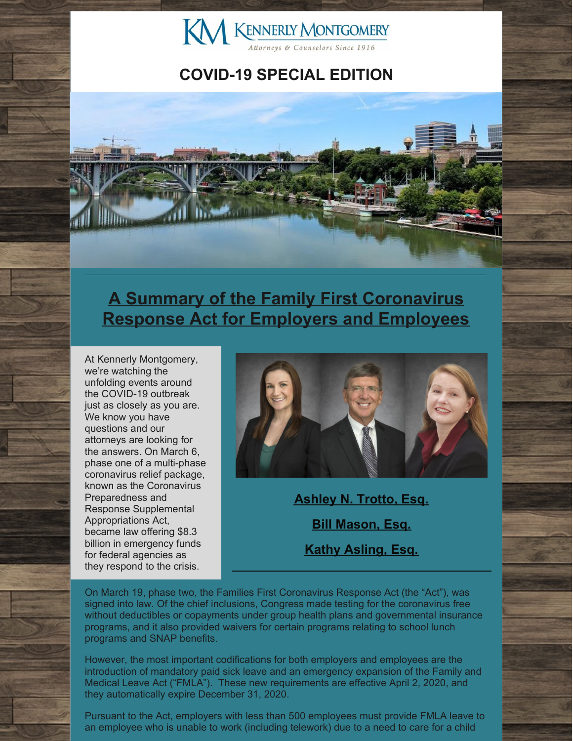KENNERLY MONTGOMERY

*Attorneys & Counselors Since 1916*

# COVID-19 SPECIAL EDITION

## A Summary of the Family First Coronavirus Response Act for Employers and Employees

At Kennerly Montgomery, we're watching the unfolding events around the COVID-19 outbreak just as closely as you are. We know you have questions and our attorneys are looking for the answers. On March 6, phase one of a multi-phase coronavirus relief package, known as the Coronavirus Preparedness and Response Supplemental Appropriations Act, became law offering $8.3 billion in emergency funds for federal agencies as they respond to the crisis.

**Ashley N. Trotto, Esq.**

**Bill Mason, Esq.**

**Kathy Asling, Esq.**

On March 19, phase two, the Families First Coronavirus Response Act (the "Act"), was signed into law. Of the chief inclusions, Congress made testing for the coronavirus free without deductibles or copayments under group health plans and governmental insurance programs, and it also provided waivers for certain programs relating to school lunch programs and SNAP benefits.

However, the most important codifications for both employers and employees are the introduction of mandatory paid sick leave and an emergency expansion of the Family and Medical Leave Act ("FMLA"). These new requirements are effective April 2, 2020, and they automatically expire December 31, 2020.

Pursuant to the Act, employers with less than 500 employees must provide FMLA leave to an employee who is unable to work (including telework) due to a need to care for a child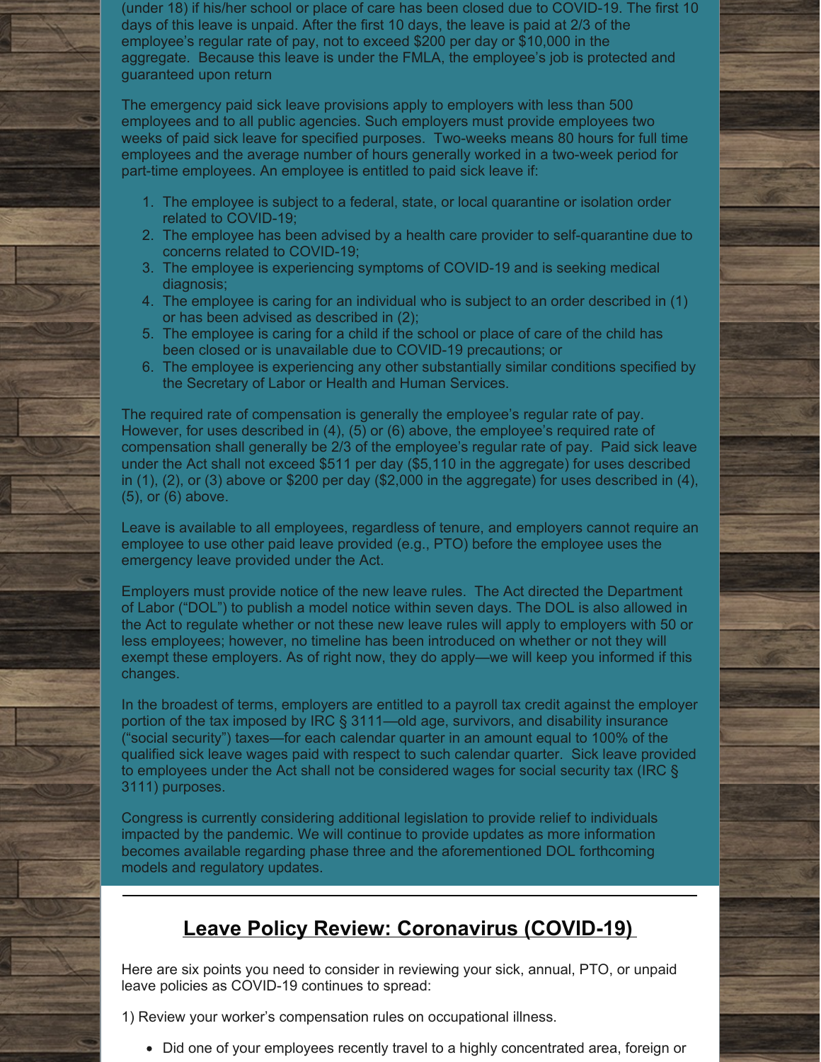(under 18) if his/her school or place of care has been closed due to COVID-19. The first 10 days of this leave is unpaid. After the first 10 days, the leave is paid at 2/3 of the employee's regular rate of pay, not to exceed $200 per day or $10,000 in the aggregate. Because this leave is under the FMLA, the employee's job is protected and guaranteed upon return

The emergency paid sick leave provisions apply to employers with less than 500 employees and to all public agencies. Such employers must provide employees two weeks of paid sick leave for specified purposes. Two-weeks means 80 hours for full time employees and the average number of hours generally worked in a two-week period for part-time employees. An employee is entitled to paid sick leave if:

1. The employee is subject to a federal, state, or local quarantine or isolation order related to COVID-19;
2. The employee has been advised by a health care provider to self-quarantine due to concerns related to COVID-19;
3. The employee is experiencing symptoms of COVID-19 and is seeking medical diagnosis;
4. The employee is caring for an individual who is subject to an order described in (1) or has been advised as described in (2);
5. The employee is caring for a child if the school or place of care of the child has been closed or is unavailable due to COVID-19 precautions; or
6. The employee is experiencing any other substantially similar conditions specified by the Secretary of Labor or Health and Human Services.

The required rate of compensation is generally the employee's regular rate of pay. However, for uses described in (4), (5) or (6) above, the employee's required rate of compensation shall generally be 2/3 of the employee's regular rate of pay. Paid sick leave under the Act shall not exceed $511 per day ($5,110 in the aggregate) for uses described in (1), (2), or (3) above or $200 per day ($2,000 in the aggregate) for uses described in (4), (5), or (6) above.

Leave is available to all employees, regardless of tenure, and employers cannot require an employee to use other paid leave provided (e.g., PTO) before the employee uses the emergency leave provided under the Act.

Employers must provide notice of the new leave rules. The Act directed the Department of Labor ("DOL") to publish a model notice within seven days. The DOL is also allowed in the Act to regulate whether or not these new leave rules will apply to employers with 50 or less employees; however, no timeline has been introduced on whether or not they will exempt these employers. As of right now, they do apply—we will keep you informed if this changes.

In the broadest of terms, employers are entitled to a payroll tax credit against the employer portion of the tax imposed by IRC § 3111—old age, survivors, and disability insurance ("social security") taxes—for each calendar quarter in an amount equal to 100% of the qualified sick leave wages paid with respect to such calendar quarter. Sick leave provided to employees under the Act shall not be considered wages for social security tax (IRC § 3111) purposes.

Congress is currently considering additional legislation to provide relief to individuals impacted by the pandemic. We will continue to provide updates as more information becomes available regarding phase three and the aforementioned DOL forthcoming models and regulatory updates.

---

## Leave Policy Review: Coronavirus (COVID-19)

Here are six points you need to consider in reviewing your sick, annual, PTO, or unpaid leave policies as COVID-19 continues to spread:

1) Review your worker's compensation rules on occupational illness.

- Did one of your employees recently travel to a highly concentrated area, foreign or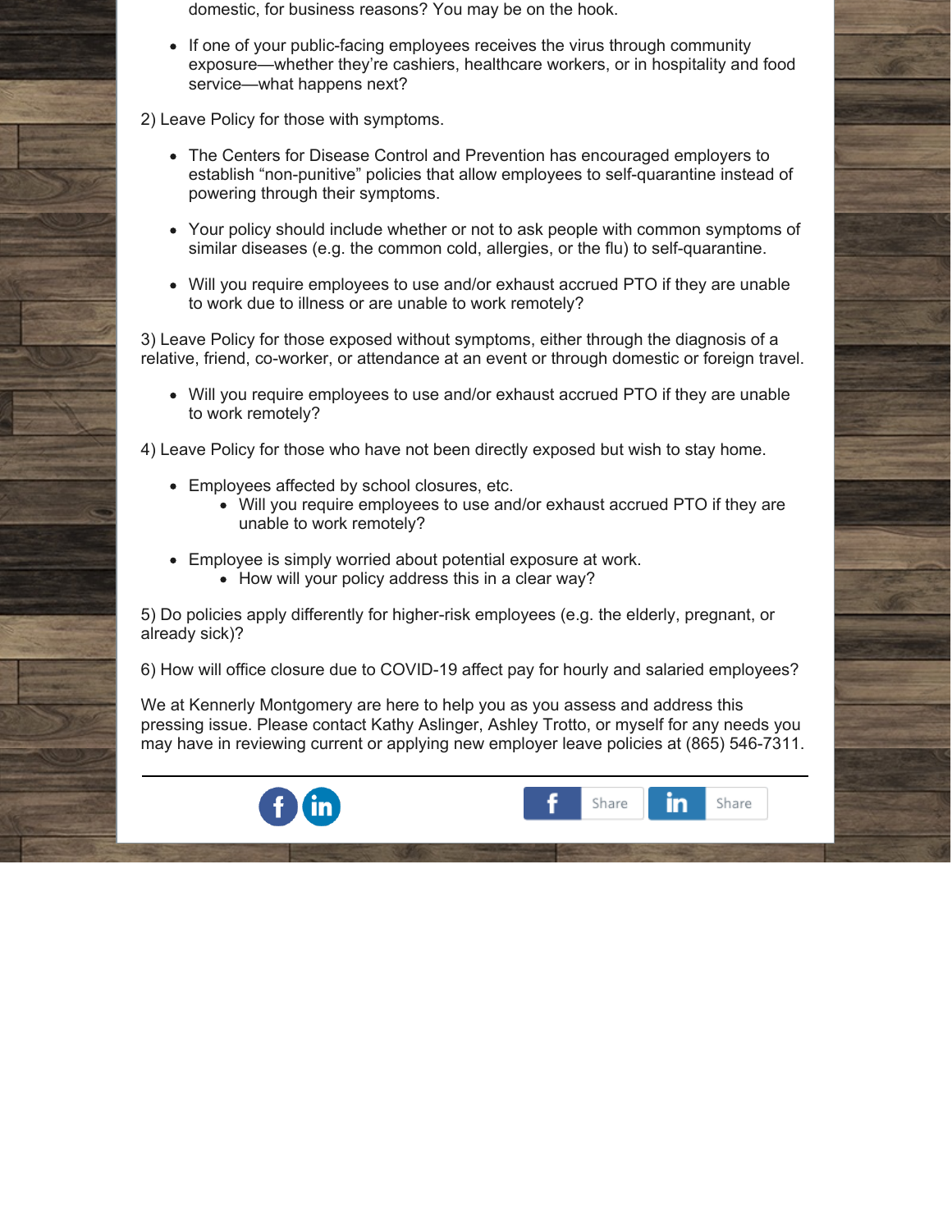domestic, for business reasons? You may be on the hook.

- If one of your public-facing employees receives the virus through community exposure—whether they're cashiers, healthcare workers, or in hospitality and food service—what happens next?

2) Leave Policy for those with symptoms.

- The Centers for Disease Control and Prevention has encouraged employers to establish "non-punitive" policies that allow employees to self-quarantine instead of powering through their symptoms.
- Your policy should include whether or not to ask people with common symptoms of similar diseases (e.g. the common cold, allergies, or the flu) to self-quarantine.
- Will you require employees to use and/or exhaust accrued PTO if they are unable to work due to illness or are unable to work remotely?

3) Leave Policy for those exposed without symptoms, either through the diagnosis of a relative, friend, co-worker, or attendance at an event or through domestic or foreign travel.

- Will you require employees to use and/or exhaust accrued PTO if they are unable to work remotely?

4) Leave Policy for those who have not been directly exposed but wish to stay home.

- Employees affected by school closures, etc.
  - Will you require employees to use and/or exhaust accrued PTO if they are unable to work remotely?
- Employee is simply worried about potential exposure at work.
  - How will your policy address this in a clear way?

5) Do policies apply differently for higher-risk employees (e.g. the elderly, pregnant, or already sick)?

6) How will office closure due to COVID-19 affect pay for hourly and salaried employees?

We at Kennerly Montgomery are here to help you as you assess and address this pressing issue. Please contact Kathy Aslinger, Ashley Trotto, or myself for any needs you may have in reviewing current or applying new employer leave policies at (865) 546-7311.

---

Share Share